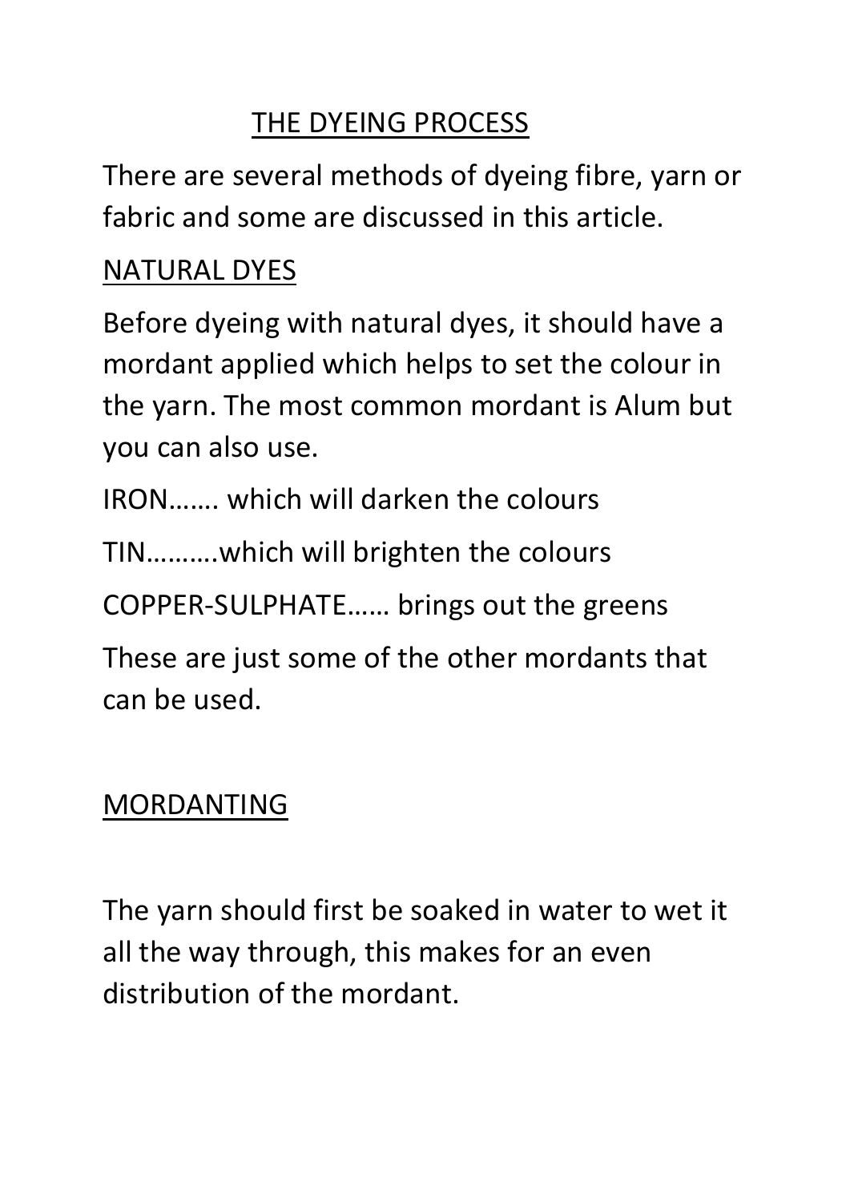# THE DYEING PROCESS

There are several methods of dyeing fibre, yarn or fabric and some are discussed in this article.

## NATURAL DYES

Before dyeing with natural dyes, it should have a mordant applied which helps to set the colour in the yarn. The most common mordant is Alum but you can also use.

IRON……. which will darken the colours

TIN……….which will brighten the colours

COPPER-SULPHATE…… brings out the greens

These are just some of the other mordants that can be used.

## MORDANTING

The yarn should first be soaked in water to wet it all the way through, this makes for an even distribution of the mordant.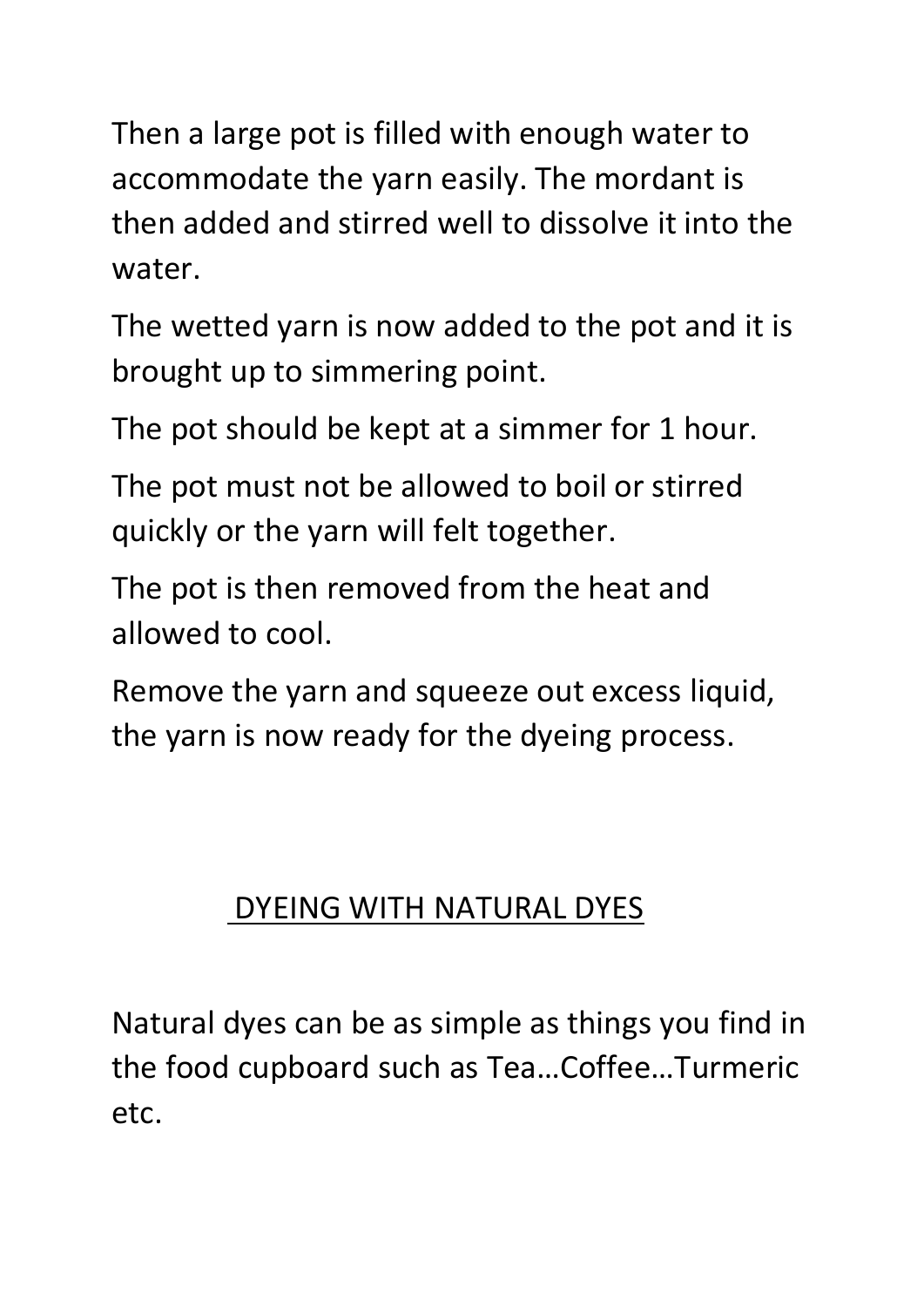Then a large pot is filled with enough water to accommodate the yarn easily. The mordant is then added and stirred well to dissolve it into the water.

The wetted yarn is now added to the pot and it is brought up to simmering point.

The pot should be kept at a simmer for 1 hour.

The pot must not be allowed to boil or stirred quickly or the yarn will felt together.

The pot is then removed from the heat and allowed to cool.

Remove the yarn and squeeze out excess liquid, the yarn is now ready for the dyeing process.

## DYEING WITH NATURAL DYES

Natural dyes can be as simple as things you find in the food cupboard such as Tea…Coffee…Turmeric etc.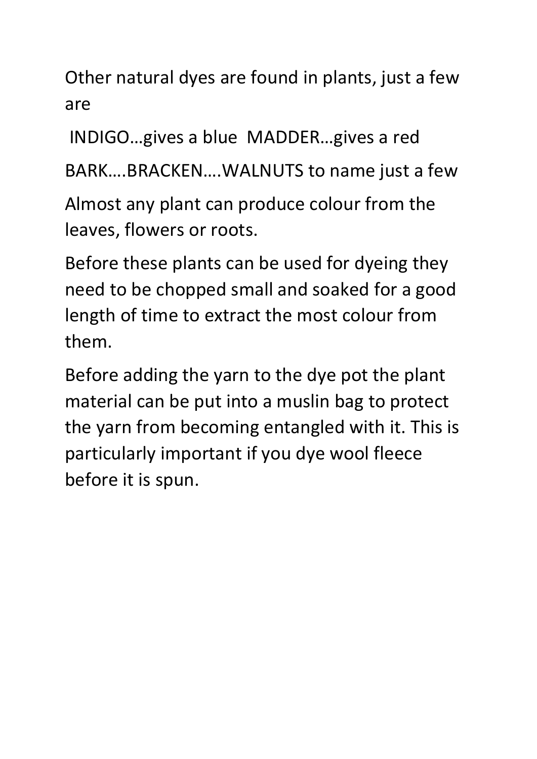Other natural dyes are found in plants, just a few are

INDIGO…gives a blue  MADDER…gives a red

BARK….BRACKEN….WALNUTS to name just a few

Almost any plant can produce colour from the leaves, flowers or roots.

Before these plants can be used for dyeing they need to be chopped small and soaked for a good length of time to extract the most colour from them.

Before adding the yarn to the dye pot the plant material can be put into a muslin bag to protect the yarn from becoming entangled with it. This is particularly important if you dye wool fleece before it is spun.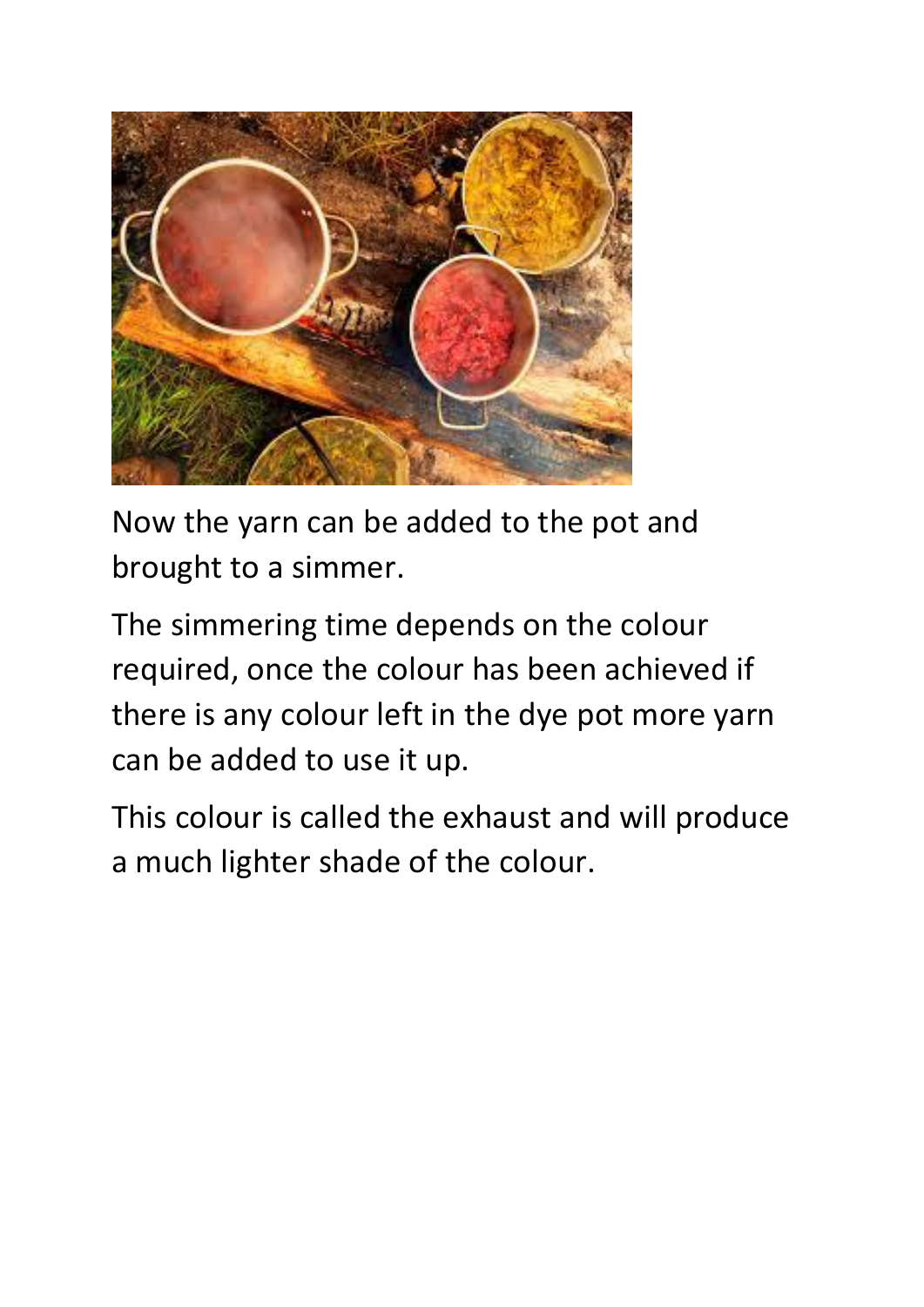Now the yarn can be added to the pot and brought to a simmer.

The simmering time depends on the colour required, once the colour has been achieved if there is any colour left in the dye pot more yarn can be added to use it up.

This colour is called the exhaust and will produce a much lighter shade of the colour.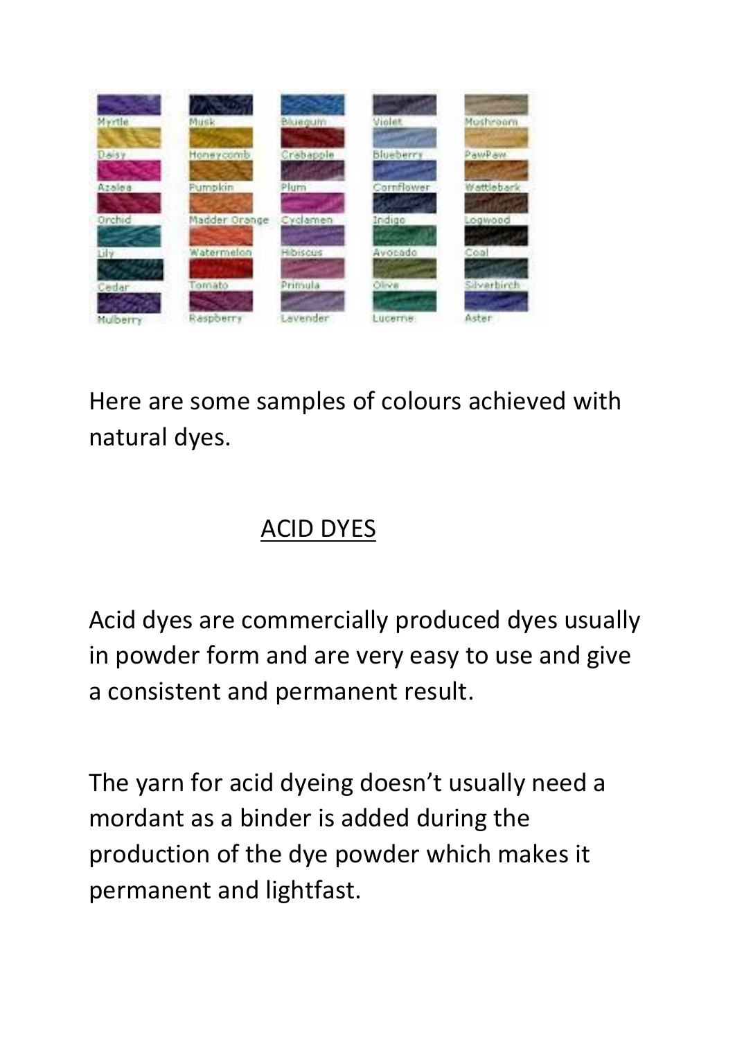Here are some samples of colours achieved with natural dyes.

## ACID DYES

Acid dyes are commercially produced dyes usually in powder form and are very easy to use and give a consistent and permanent result.

The yarn for acid dyeing doesn't usually need a mordant as a binder is added during the production of the dye powder which makes it permanent and lightfast.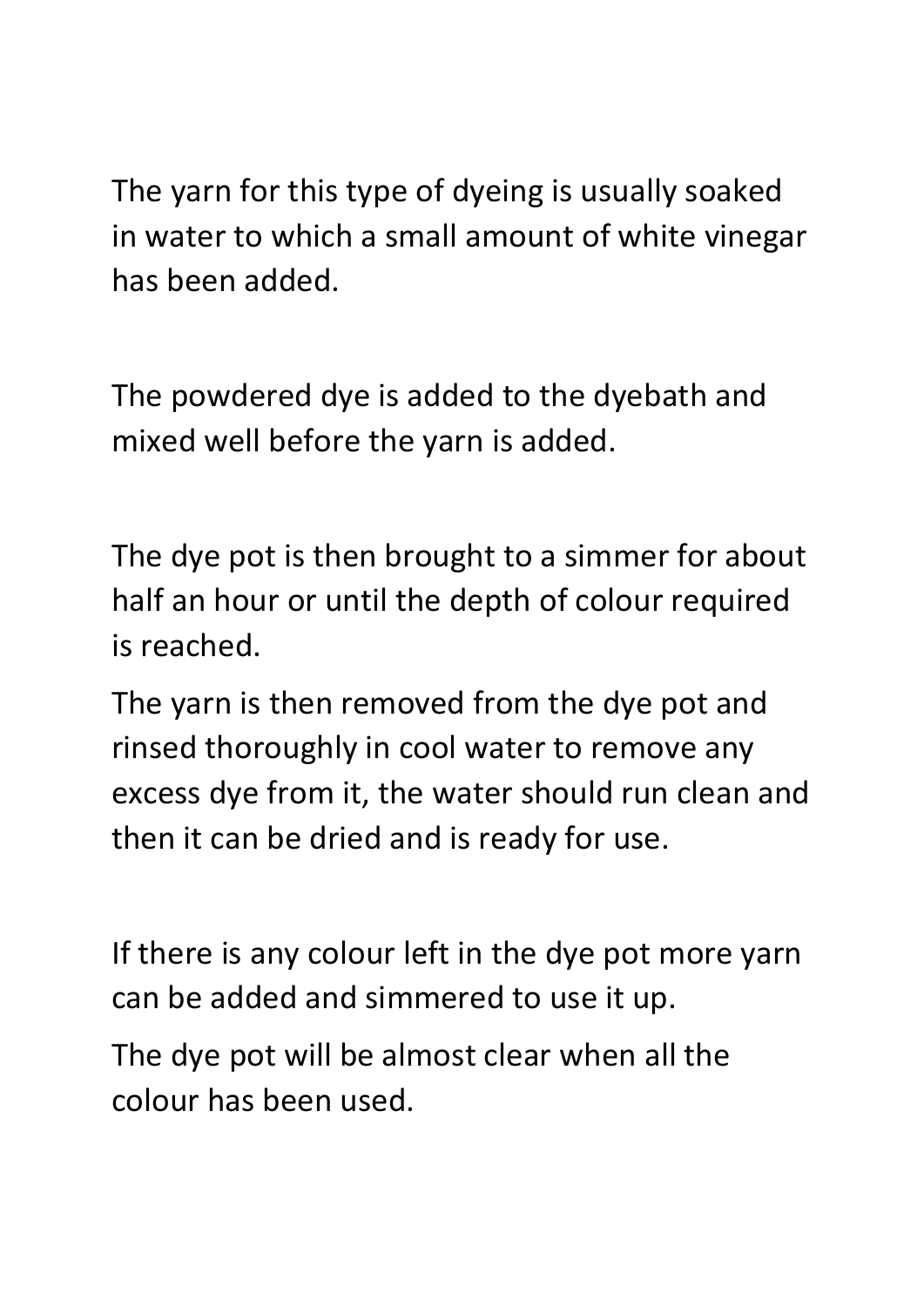The yarn for this type of dyeing is usually soaked in water to which a small amount of white vinegar has been added.

The powdered dye is added to the dyebath and mixed well before the yarn is added.

The dye pot is then brought to a simmer for about half an hour or until the depth of colour required is reached.

The yarn is then removed from the dye pot and rinsed thoroughly in cool water to remove any excess dye from it, the water should run clean and then it can be dried and is ready for use.

If there is any colour left in the dye pot more yarn can be added and simmered to use it up.

The dye pot will be almost clear when all the colour has been used.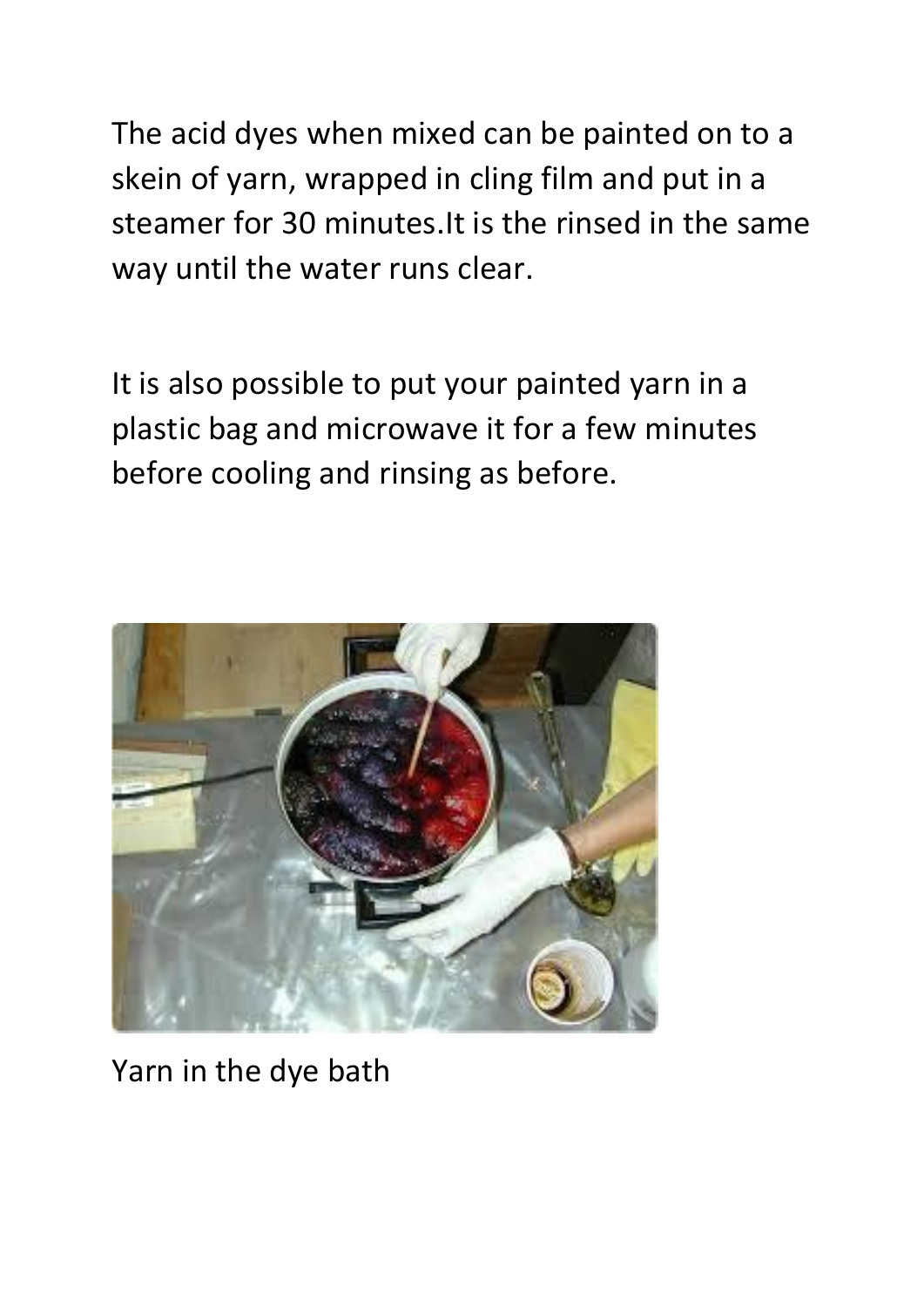The acid dyes when mixed can be painted on to a skein of yarn, wrapped in cling film and put in a steamer for 30 minutes.It is the rinsed in the same way until the water runs clear.

It is also possible to put your painted yarn in a plastic bag and microwave it for a few minutes before cooling and rinsing as before.

Yarn in the dye bath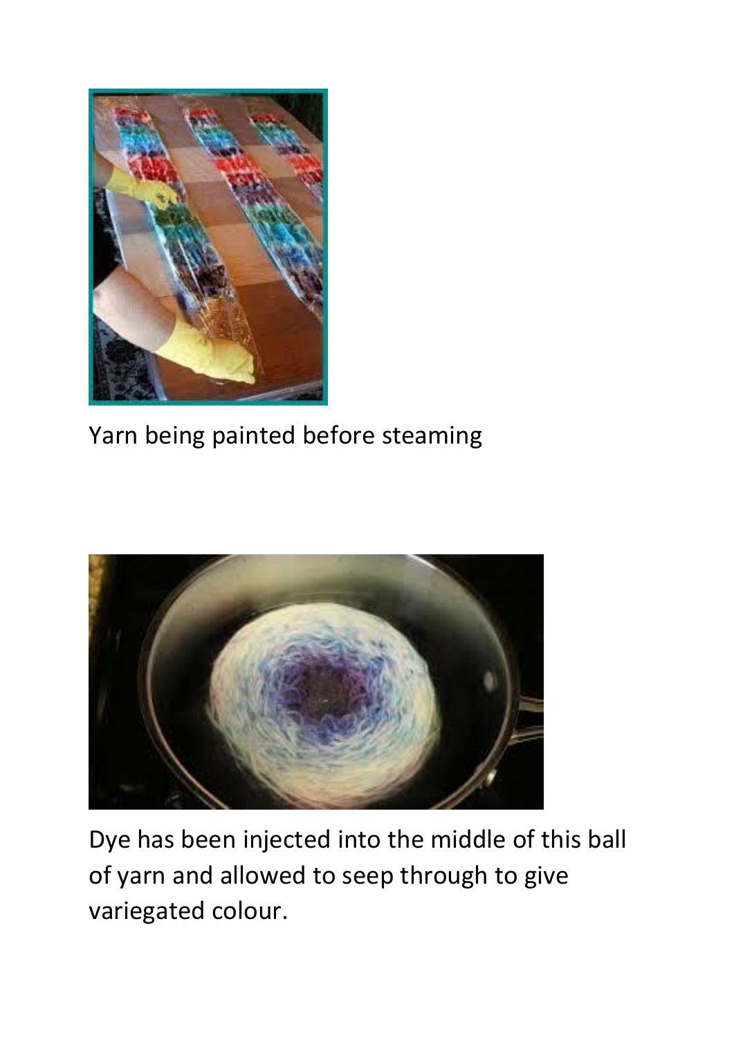Yarn being painted before steaming

Dye has been injected into the middle of this ball of yarn and allowed to seep through to give variegated colour.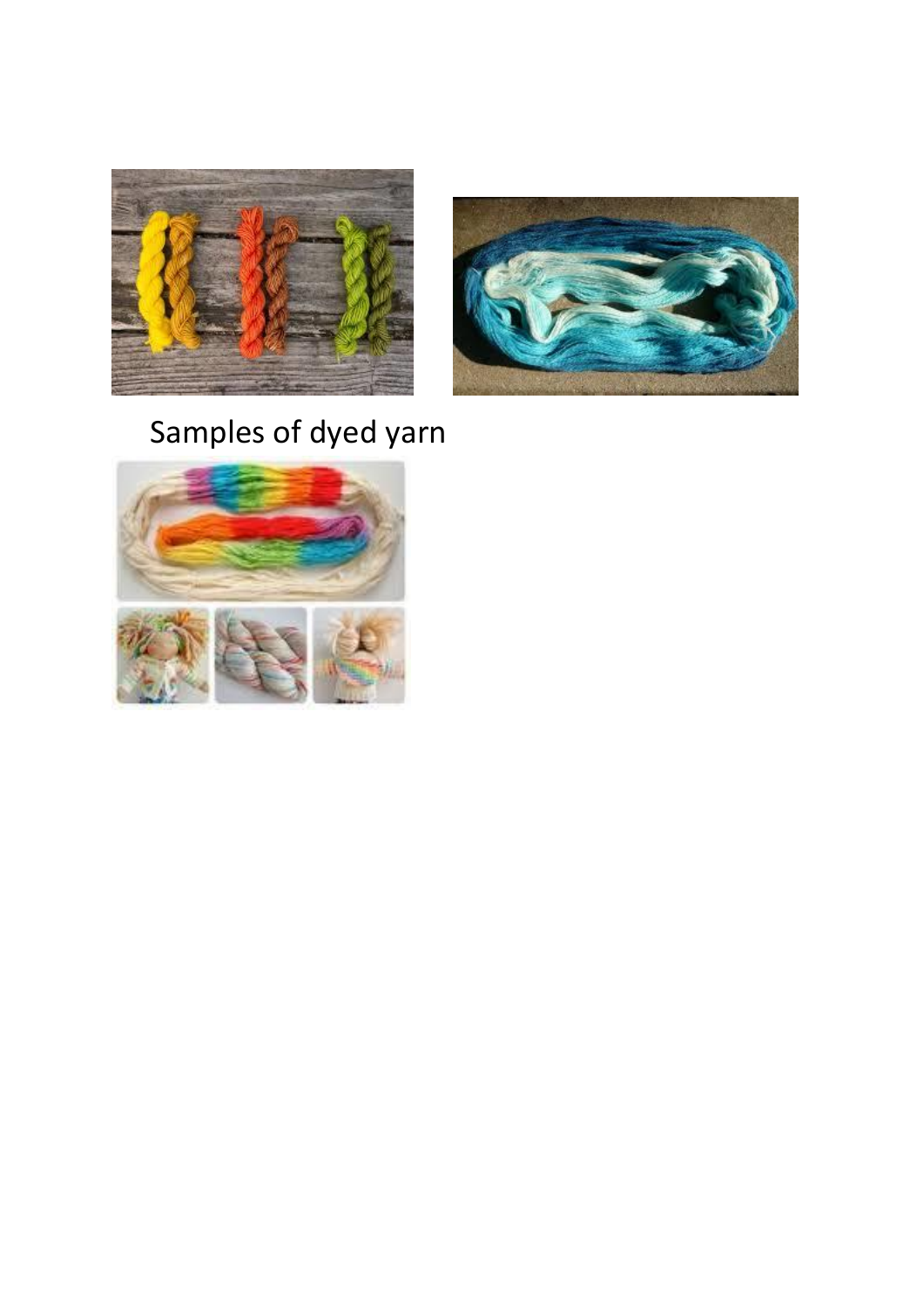Samples of dyed yarn